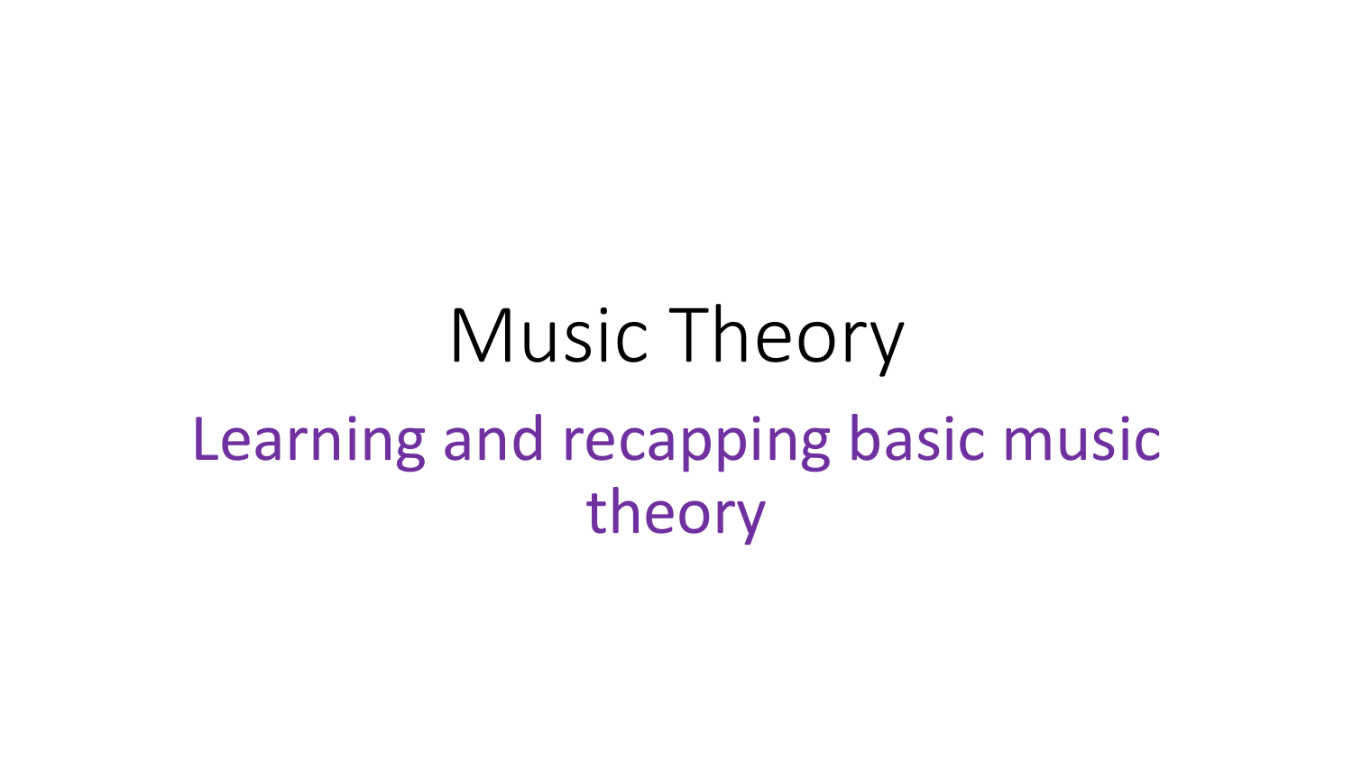# Music Theory

## Learning and recapping basic music theory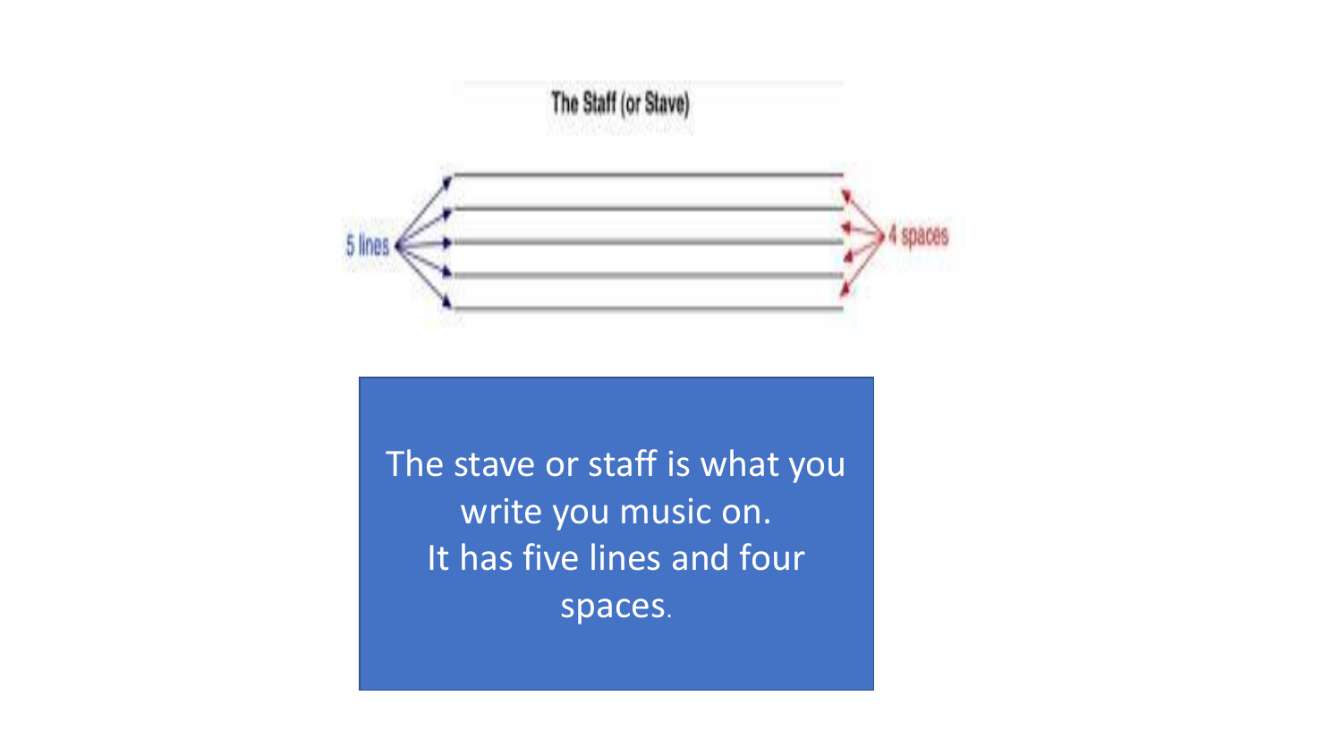The Staff (or Stave)

5 lines

4 spaces

The stave or staff is what you write you music on.
It has five lines and four spaces.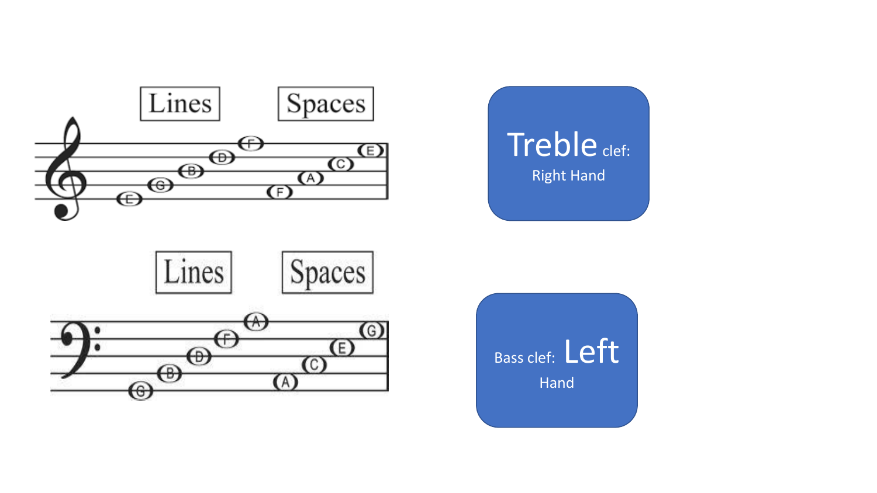Lines Spaces

E G B D F | F A C E

Lines Spaces

G B D F A | A C E G

**Treble** clef:
Right Hand

Bass clef: **Left**
Hand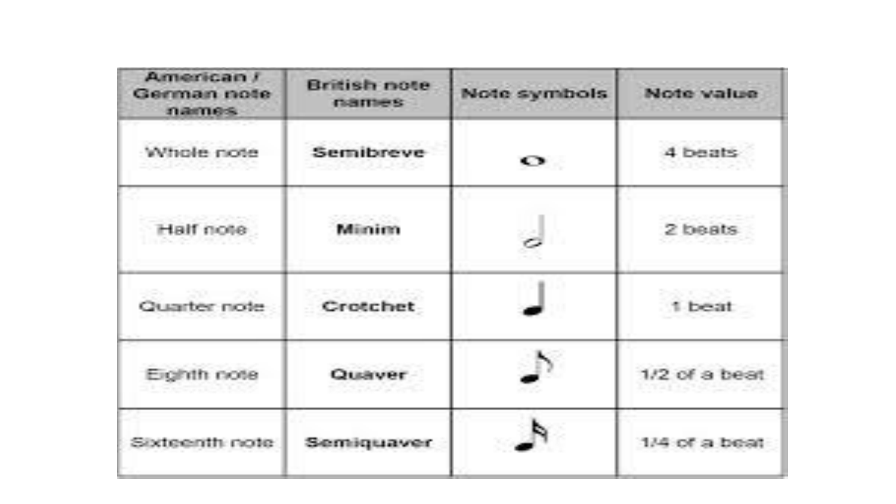| American / German note names | British note names | Note symbols | Note value |
|---|---|---|---|
| Whole note | **Semibreve** | 𝅝 | 4 beats |
| Half note | **Minim** | 𝅗𝅥 | 2 beats |
| Quarter note | **Crotchet** | ♩ | 1 beat |
| Eighth note | **Quaver** | ♪ | 1/2 of a beat |
| Sixteenth note | **Semiquaver** | 𝅘𝅥𝅯 | 1/4 of a beat |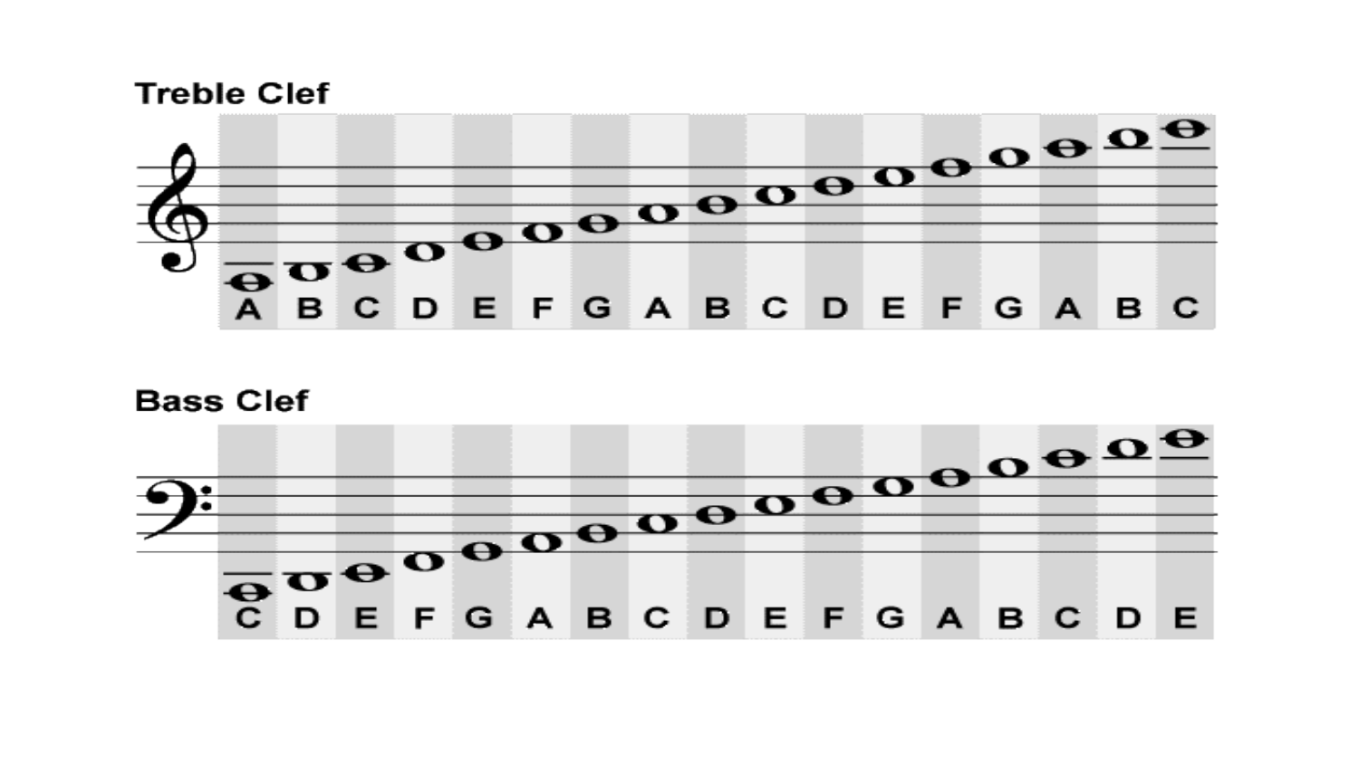## Treble Clef

| A | B | C | D | E | F | G | A | B | C | D | E | F | G | A | B | C |
|---|---|---|---|---|---|---|---|---|---|---|---|---|---|---|---|---|

## Bass Clef

| C | D | E | F | G | A | B | C | D | E | F | G | A | B | C | D | E |
|---|---|---|---|---|---|---|---|---|---|---|---|---|---|---|---|---|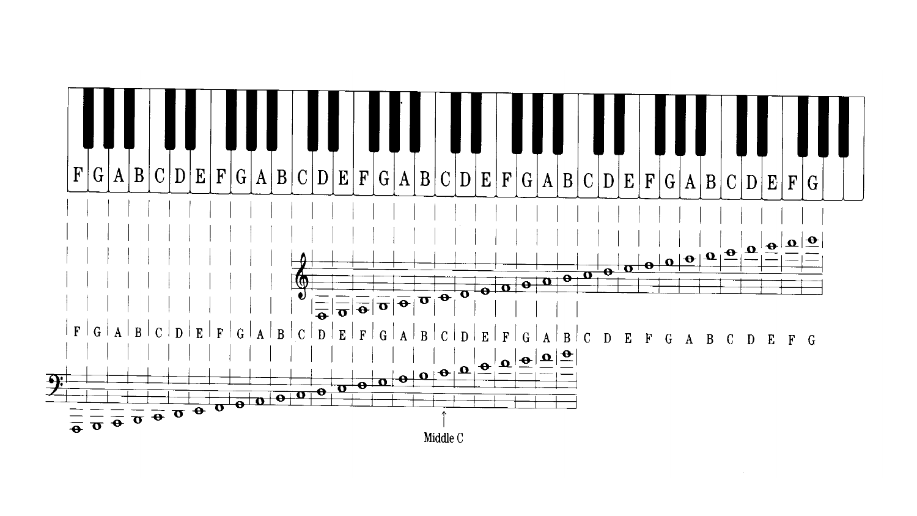F G A B C D E F G A B C D E F G A B C D E F G A B C D E F G A B C D E F G

F G A B C D E F G A B C D E F G A B C D E F G A B C D E F G A B C D E F G

Middle C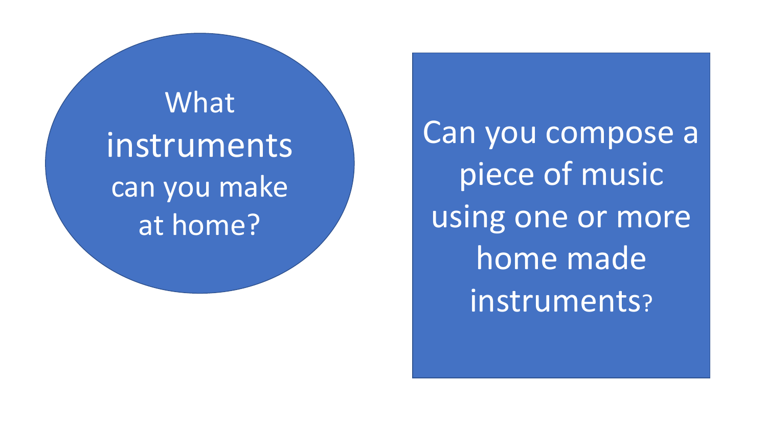What instruments can you make at home?

Can you compose a piece of music using one or more home made instruments?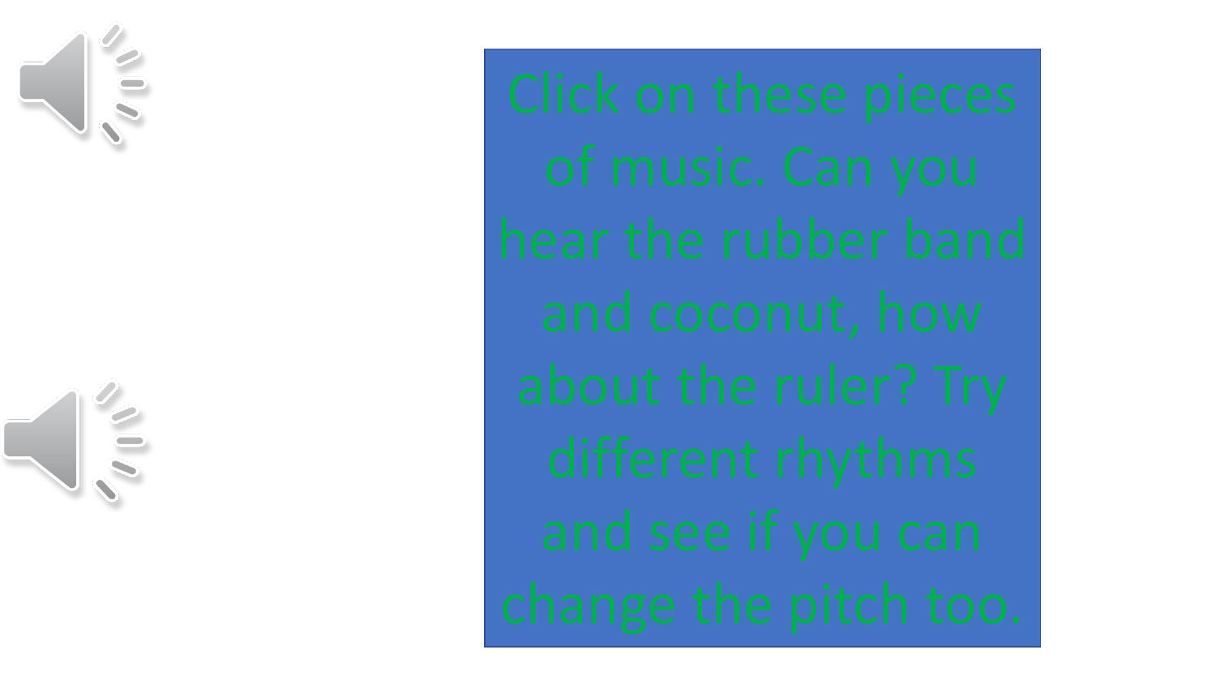Click on these pieces of music. Can you hear the rubber band and coconut, how about the ruler? Try different rhythms and see if you can change the pitch too.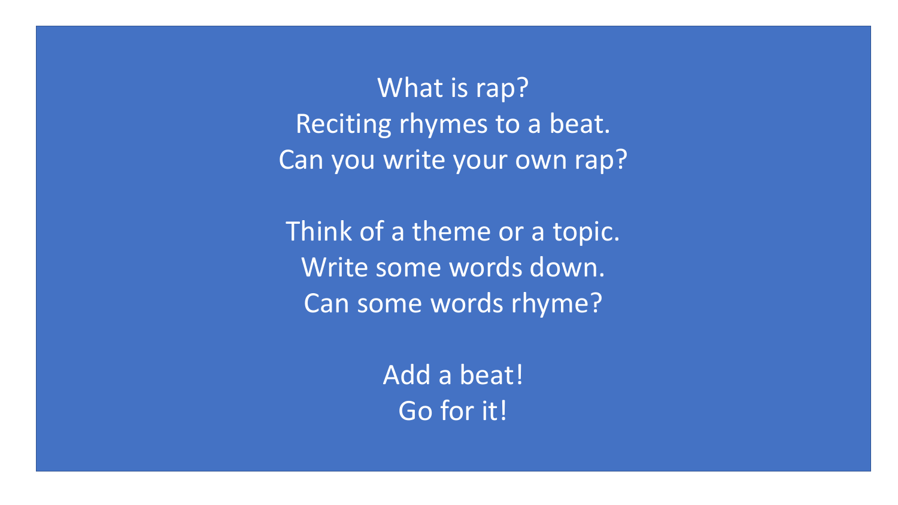What is rap?
Reciting rhymes to a beat.
Can you write your own rap?

Think of a theme or a topic.
Write some words down.
Can some words rhyme?

Add a beat!
Go for it!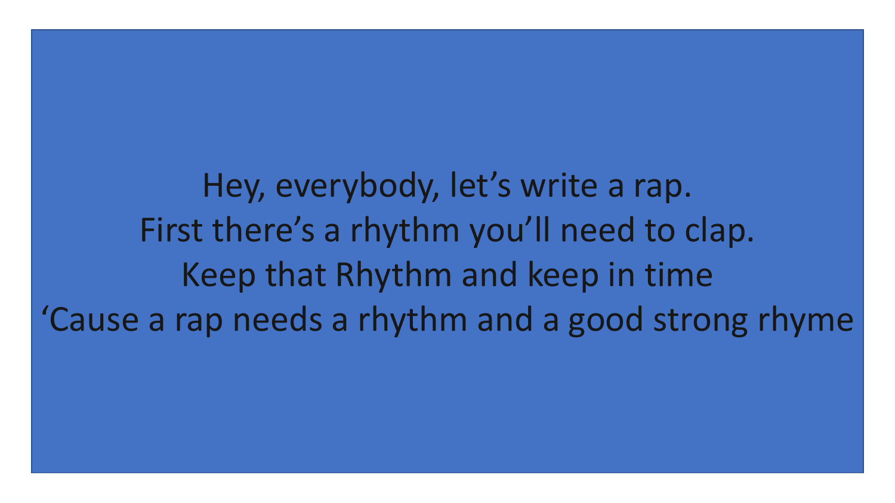Hey, everybody, let’s write a rap.
First there’s a rhythm you’ll need to clap.
Keep that Rhythm and keep in time
‘Cause a rap needs a rhythm and a good strong rhyme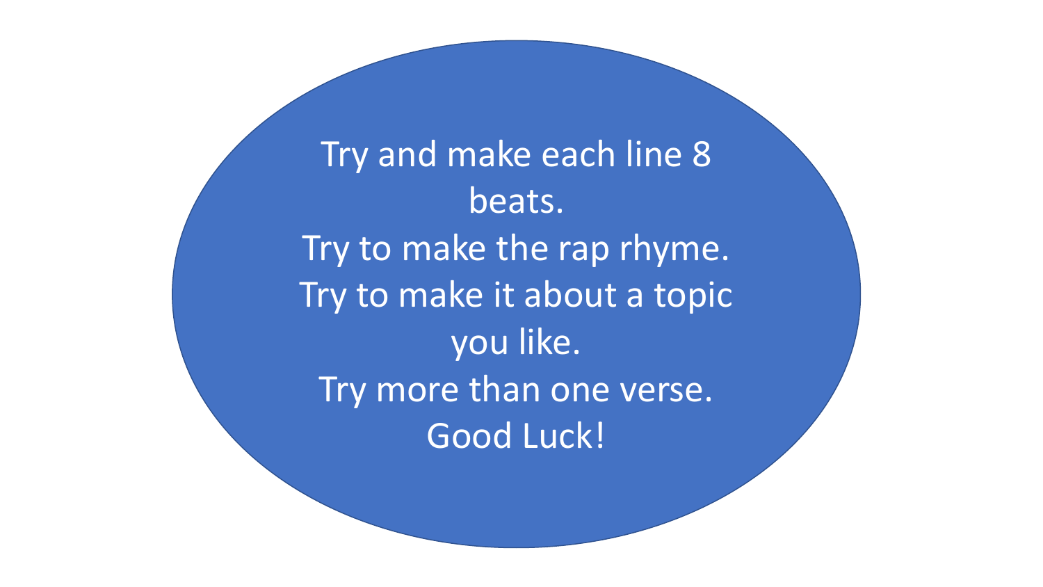Try and make each line 8 beats.

Try to make the rap rhyme.

Try to make it about a topic you like.

Try more than one verse.

Good Luck!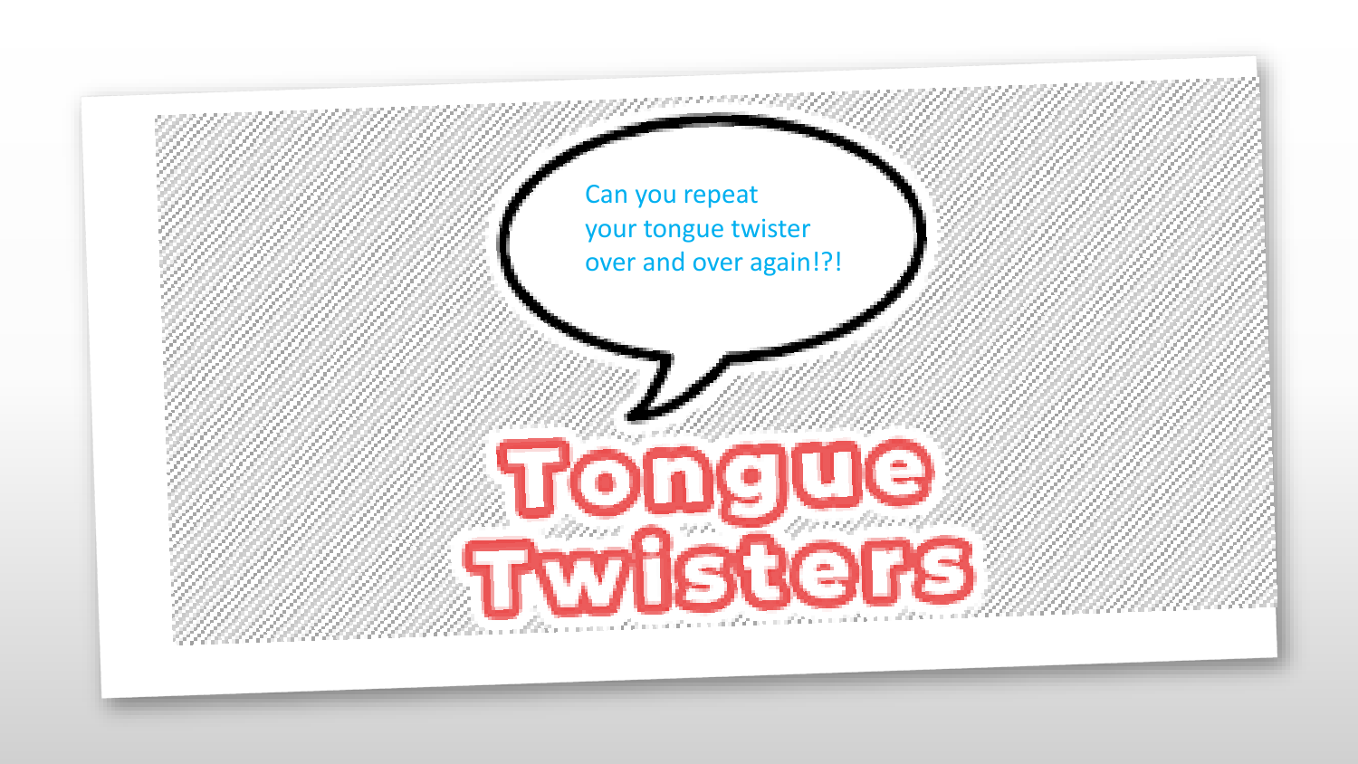Can you repeat your tongue twister over and over again!?!

# Tongue Twisters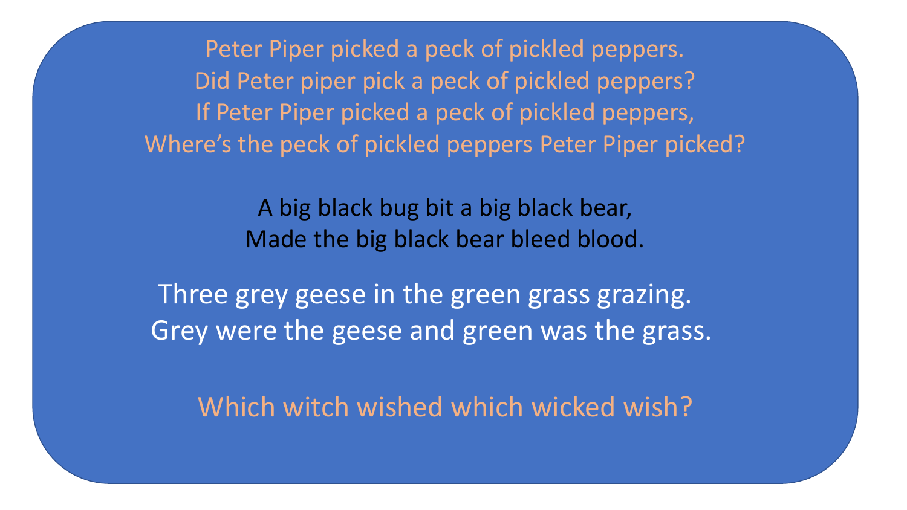Peter Piper picked a peck of pickled peppers.
Did Peter piper pick a peck of pickled peppers?
If Peter Piper picked a peck of pickled peppers,
Where's the peck of pickled peppers Peter Piper picked?

A big black bug bit a big black bear,
Made the big black bear bleed blood.

Three grey geese in the green grass grazing.
Grey were the geese and green was the grass.

Which witch wished which wicked wish?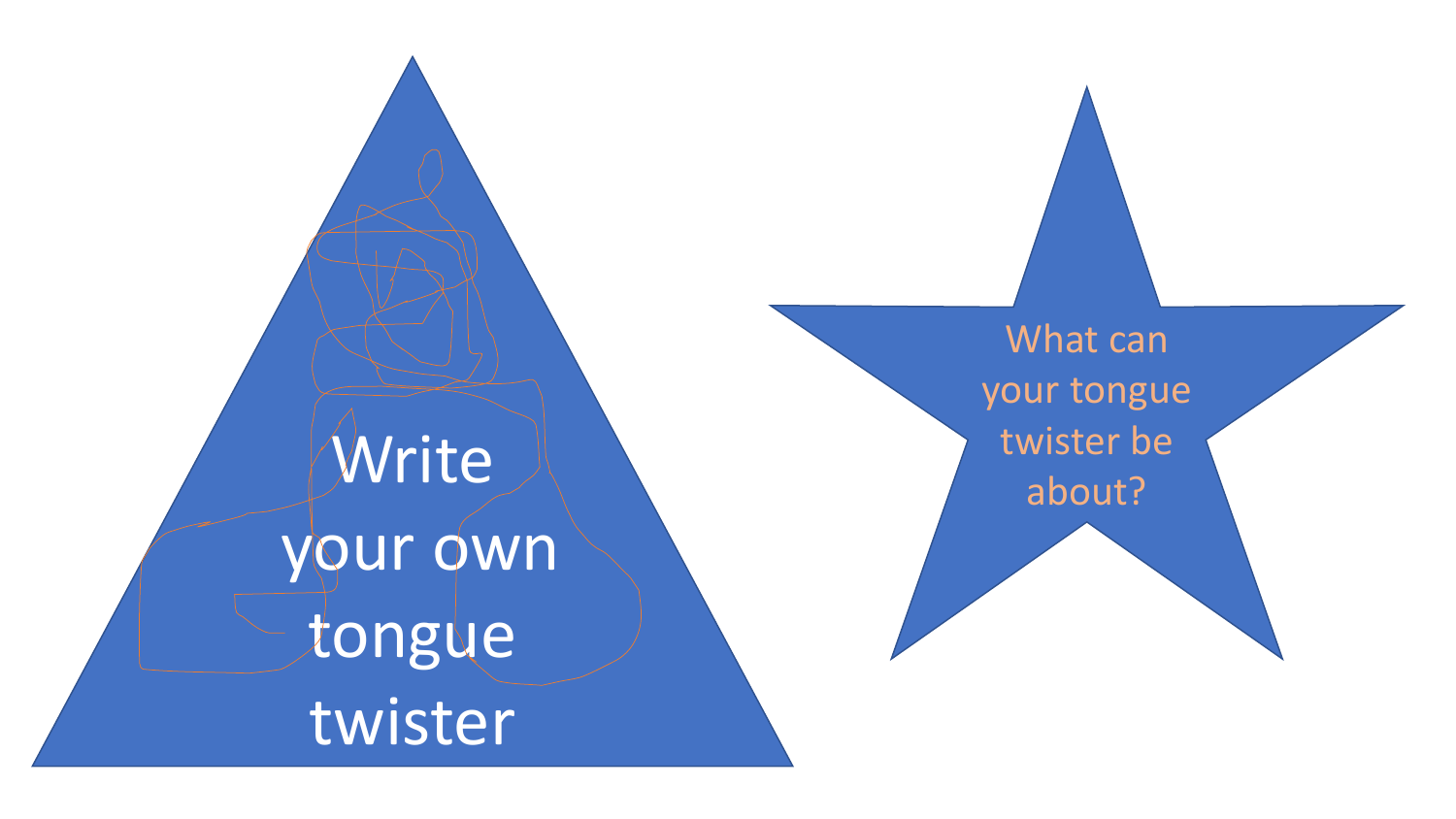Write your own tongue twister

What can your tongue twister be about?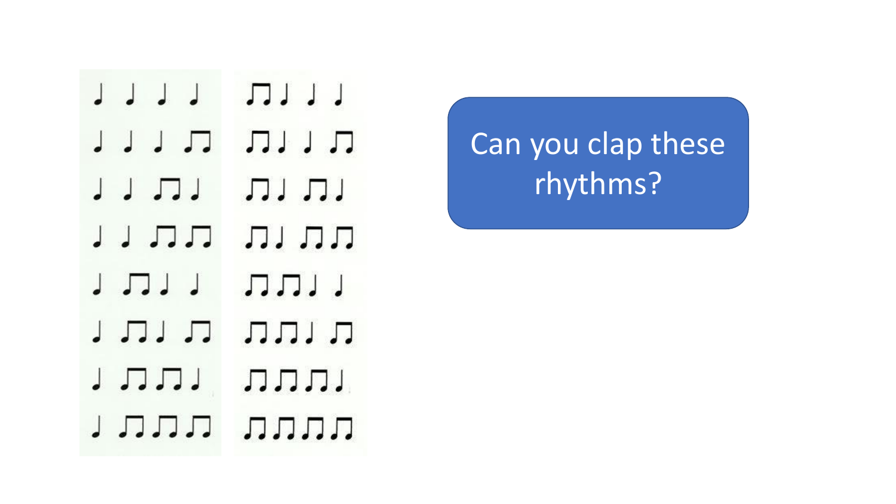Can you clap these rhythms?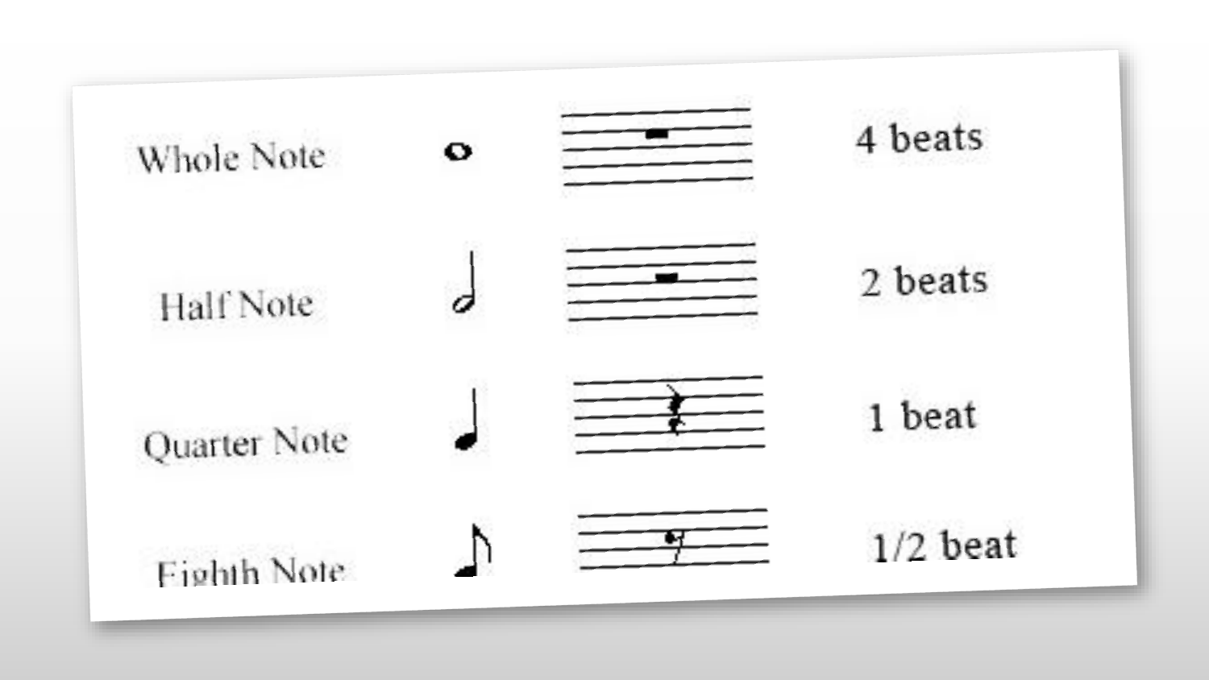| | | | |
|---|---|---|---|
| Whole Note | 𝅝 | 𝄻 | 4 beats |
| Half Note | 𝅗𝅥 | 𝄼 | 2 beats |
| Quarter Note | ♩ | 𝄽 | 1 beat |
| Eighth Note | ♪ | 𝄾 | 1/2 beat |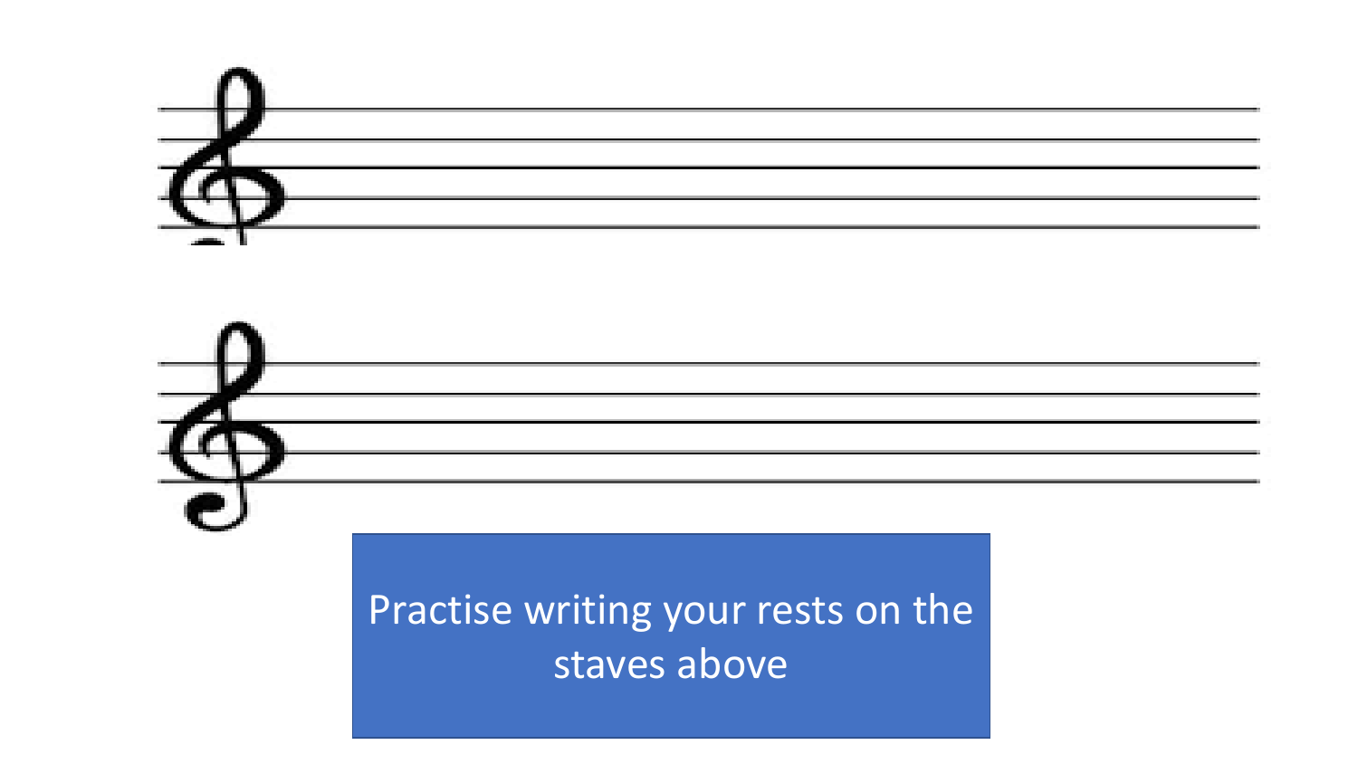Practise writing your rests on the staves above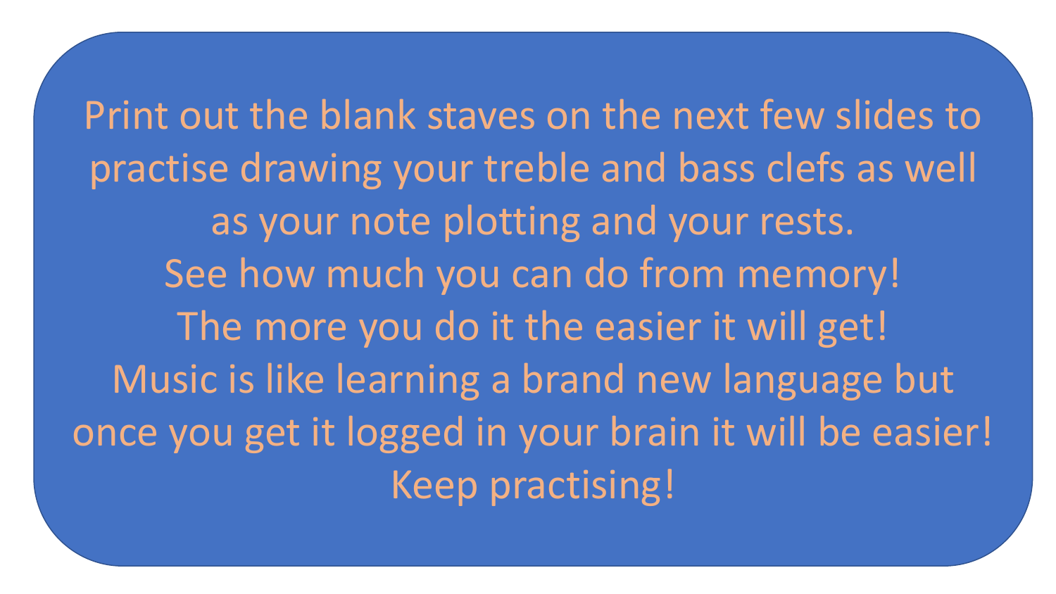Print out the blank staves on the next few slides to practise drawing your treble and bass clefs as well as your note plotting and your rests.

See how much you can do from memory!

The more you do it the easier it will get!

Music is like learning a brand new language but once you get it logged in your brain it will be easier!

Keep practising!